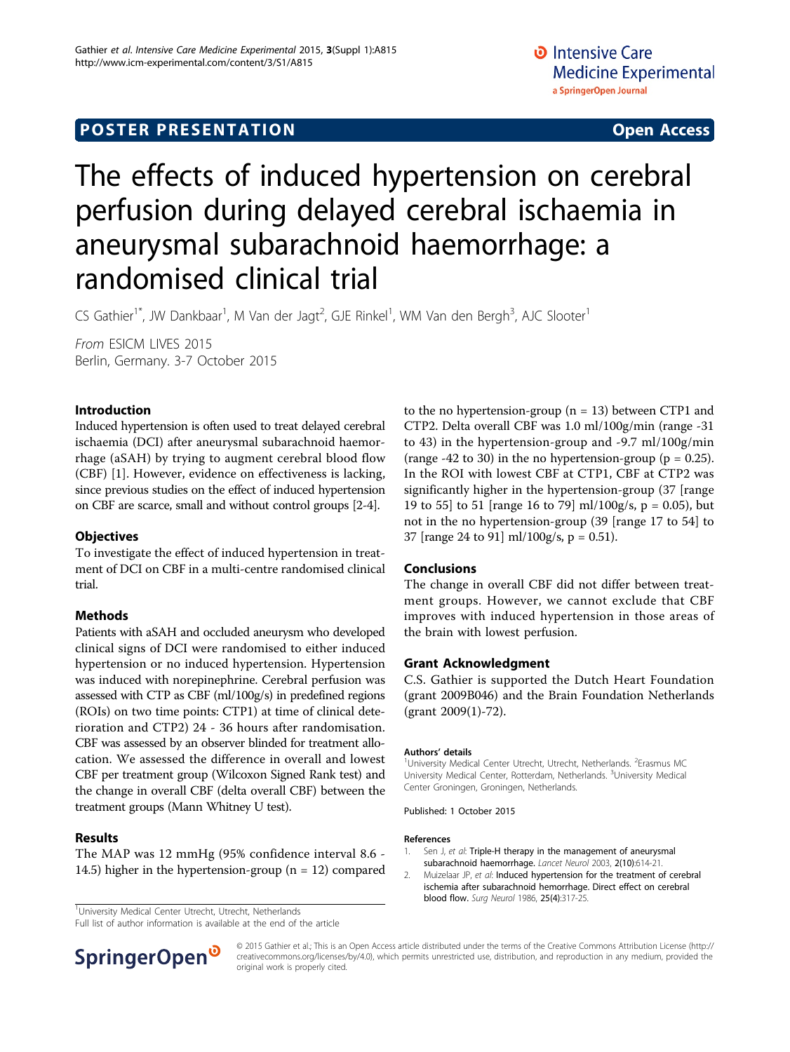POSTER PRESENTATION | Open Access

# The effects of induced hypertension on cerebral perfusion during delayed cerebral ischaemia in aneurysmal subarachnoid haemorrhage: a randomised clinical trial

CS Gathier[1*], JW Dankbaar[1], M Van der Jagt[2], GJE Rinkel[1], WM Van den Bergh[3], AJC Slooter[1]

*From* ESICM LIVES 2015
Berlin, Germany. 3-7 October 2015

## Introduction

Induced hypertension is often used to treat delayed cerebral ischaemia (DCI) after aneurysmal subarachnoid haemorrhage (aSAH) by trying to augment cerebral blood flow (CBF) [1]. However, evidence on effectiveness is lacking, since previous studies on the effect of induced hypertension on CBF are scarce, small and without control groups [2-4].

## Objectives

To investigate the effect of induced hypertension in treatment of DCI on CBF in a multi-centre randomised clinical trial.

## Methods

Patients with aSAH and occluded aneurysm who developed clinical signs of DCI were randomised to either induced hypertension or no induced hypertension. Hypertension was induced with norepinephrine. Cerebral perfusion was assessed with CTP as CBF (ml/100g/s) in predefined regions (ROIs) on two time points: CTP1) at time of clinical deterioration and CTP2) 24 - 36 hours after randomisation. CBF was assessed by an observer blinded for treatment allocation. We assessed the difference in overall and lowest CBF per treatment group (Wilcoxon Signed Rank test) and the change in overall CBF (delta overall CBF) between the treatment groups (Mann Whitney U test).

## Results

The MAP was 12 mmHg (95% confidence interval 8.6 - 14.5) higher in the hypertension-group ($n = 12$) compared to the no hypertension-group ($n = 13$) between CTP1 and CTP2. Delta overall CBF was 1.0 ml/100g/min (range -31 to 43) in the hypertension-group and -9.7 ml/100g/min (range -42 to 30) in the no hypertension-group ($p = 0.25$). In the ROI with lowest CBF at CTP1, CBF at CTP2 was significantly higher in the hypertension-group (37 [range 19 to 55] to 51 [range 16 to 79] ml/100g/s, $p = 0.05$), but not in the no hypertension-group (39 [range 17 to 54] to 37 [range 24 to 91] ml/100g/s, $p = 0.51$).

## Conclusions

The change in overall CBF did not differ between treatment groups. However, we cannot exclude that CBF improves with induced hypertension in those areas of the brain with lowest perfusion.

## Grant Acknowledgment

C.S. Gathier is supported the Dutch Heart Foundation (grant 2009B046) and the Brain Foundation Netherlands (grant 2009(1)-72).

### Authors' details

[1]University Medical Center Utrecht, Utrecht, Netherlands. [2]Erasmus MC University Medical Center, Rotterdam, Netherlands. [3]University Medical Center Groningen, Groningen, Netherlands.

Published: 1 October 2015

### References

1. Sen J, *et al*: Triple-H therapy in the management of aneurysmal subarachnoid haemorrhage. *Lancet Neurol* 2003, **2(10)**:614-21.
2. Muizelaar JP, *et al*: Induced hypertension for the treatment of cerebral ischemia after subarachnoid hemorrhage. Direct effect on cerebral blood flow. *Surg Neurol* 1986, **25(4)**:317-25.

[1]University Medical Center Utrecht, Utrecht, Netherlands
Full list of author information is available at the end of the article

© 2015 Gathier et al.; This is an Open Access article distributed under the terms of the Creative Commons Attribution License (http://creativecommons.org/licenses/by/4.0), which permits unrestricted use, distribution, and reproduction in any medium, provided the original work is properly cited.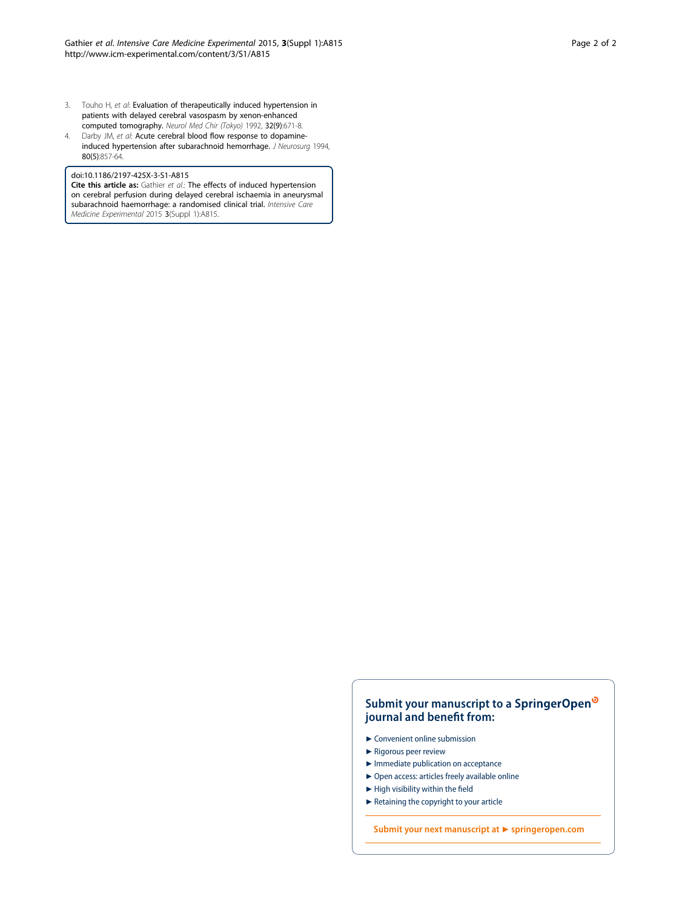3. Touho H, *et al*: **Evaluation of therapeutically induced hypertension in patients with delayed cerebral vasospasm by xenon-enhanced computed tomography.** *Neurol Med Chir (Tokyo)* 1992, **32(9)**:671-8.
4. Darby JM, *et al*: **Acute cerebral blood flow response to dopamine-induced hypertension after subarachnoid hemorrhage.** *J Neurosurg* 1994, **80(5)**:857-64.

doi:10.1186/2197-425X-3-S1-A815
**Cite this article as:** Gathier *et al.*: The effects of induced hypertension on cerebral perfusion during delayed cerebral ischaemia in aneurysmal subarachnoid haemorrhage: a randomised clinical trial. *Intensive Care Medicine Experimental* 2015 **3**(Suppl 1):A815.

**Submit your manuscript to a SpringerOpen journal and benefit from:**

- ► Convenient online submission
- ► Rigorous peer review
- ► Immediate publication on acceptance
- ► Open access: articles freely available online
- ► High visibility within the field
- ► Retaining the copyright to your article

**Submit your next manuscript at ► springeropen.com**